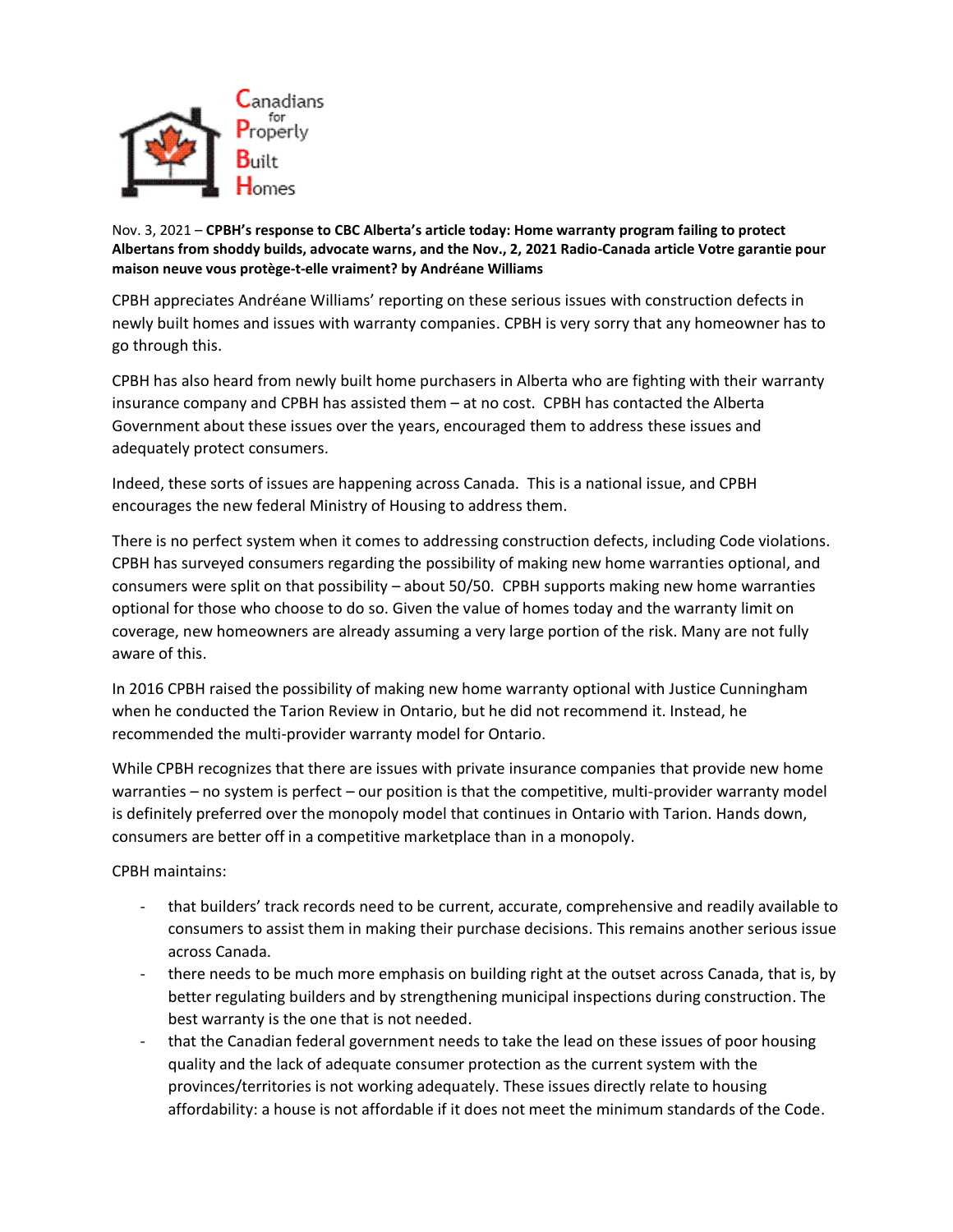Canadians for Properly Built Homes

Nov. 3, 2021 – **CPBH's response to CBC Alberta's article today: Home warranty program failing to protect Albertans from shoddy builds, advocate warns, and the Nov., 2, 2021 Radio-Canada article Votre garantie pour maison neuve vous protège-t-elle vraiment? by Andréane Williams**

CPBH appreciates Andréane Williams' reporting on these serious issues with construction defects in newly built homes and issues with warranty companies. CPBH is very sorry that any homeowner has to go through this.

CPBH has also heard from newly built home purchasers in Alberta who are fighting with their warranty insurance company and CPBH has assisted them – at no cost. CPBH has contacted the Alberta Government about these issues over the years, encouraged them to address these issues and adequately protect consumers.

Indeed, these sorts of issues are happening across Canada. This is a national issue, and CPBH encourages the new federal Ministry of Housing to address them.

There is no perfect system when it comes to addressing construction defects, including Code violations. CPBH has surveyed consumers regarding the possibility of making new home warranties optional, and consumers were split on that possibility – about 50/50. CPBH supports making new home warranties optional for those who choose to do so. Given the value of homes today and the warranty limit on coverage, new homeowners are already assuming a very large portion of the risk. Many are not fully aware of this.

In 2016 CPBH raised the possibility of making new home warranty optional with Justice Cunningham when he conducted the Tarion Review in Ontario, but he did not recommend it. Instead, he recommended the multi-provider warranty model for Ontario.

While CPBH recognizes that there are issues with private insurance companies that provide new home warranties – no system is perfect – our position is that the competitive, multi-provider warranty model is definitely preferred over the monopoly model that continues in Ontario with Tarion. Hands down, consumers are better off in a competitive marketplace than in a monopoly.

CPBH maintains:

- that builders' track records need to be current, accurate, comprehensive and readily available to consumers to assist them in making their purchase decisions. This remains another serious issue across Canada.
- there needs to be much more emphasis on building right at the outset across Canada, that is, by better regulating builders and by strengthening municipal inspections during construction. The best warranty is the one that is not needed.
- that the Canadian federal government needs to take the lead on these issues of poor housing quality and the lack of adequate consumer protection as the current system with the provinces/territories is not working adequately. These issues directly relate to housing affordability: a house is not affordable if it does not meet the minimum standards of the Code.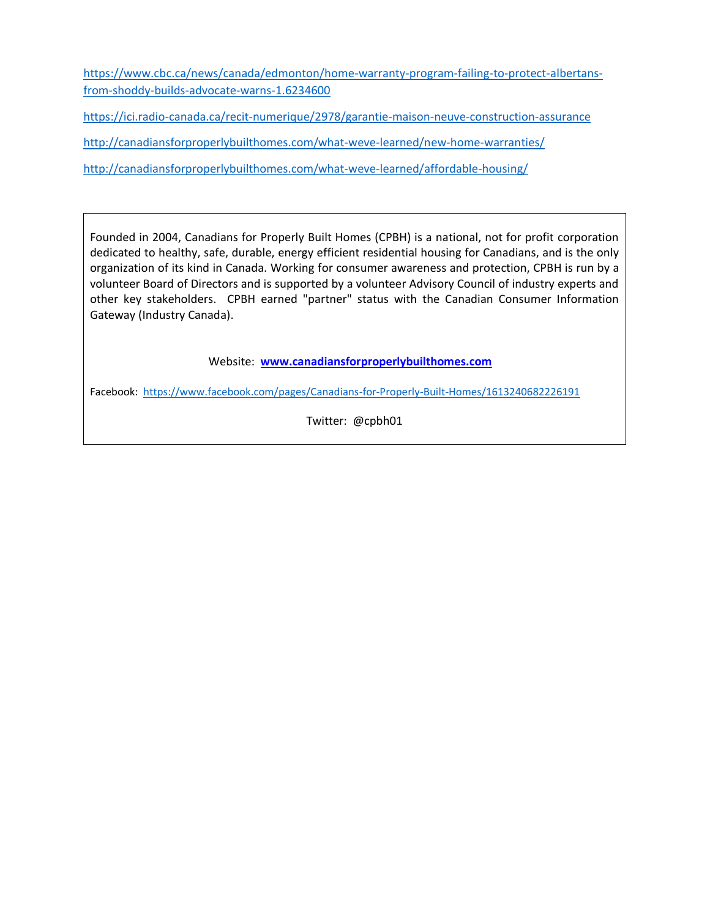https://www.cbc.ca/news/canada/edmonton/home-warranty-program-failing-to-protect-albertans-from-shoddy-builds-advocate-warns-1.6234600

https://ici.radio-canada.ca/recit-numerique/2978/garantie-maison-neuve-construction-assurance

http://canadiansforproperlybuilthomes.com/what-weve-learned/new-home-warranties/

http://canadiansforproperlybuilthomes.com/what-weve-learned/affordable-housing/

Founded in 2004, Canadians for Properly Built Homes (CPBH) is a national, not for profit corporation dedicated to healthy, safe, durable, energy efficient residential housing for Canadians, and is the only organization of its kind in Canada. Working for consumer awareness and protection, CPBH is run by a volunteer Board of Directors and is supported by a volunteer Advisory Council of industry experts and other key stakeholders. CPBH earned "partner" status with the Canadian Consumer Information Gateway (Industry Canada).

Website: **www.canadiansforproperlybuilthomes.com**

Facebook: https://www.facebook.com/pages/Canadians-for-Properly-Built-Homes/1613240682226191

Twitter: @cpbh01